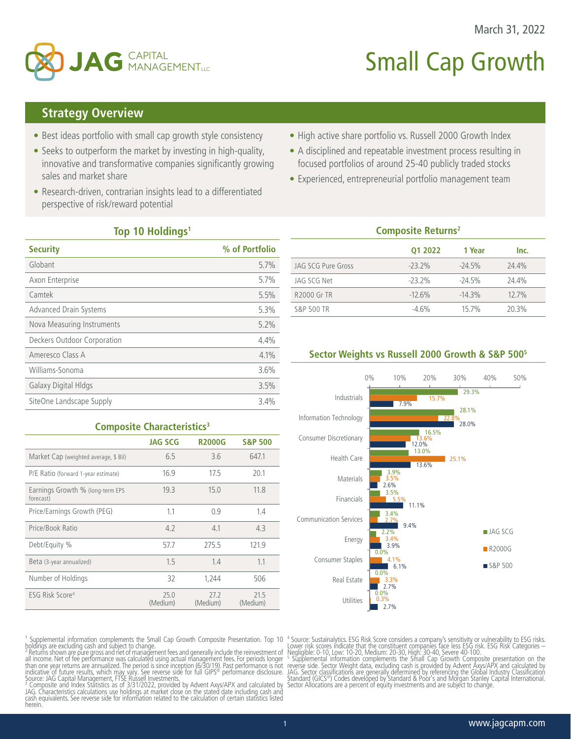March 31, 2022

JAG CAPITAL MANAGEMENT LLC

# Small Cap Growth

## Strategy Overview

- Best ideas portfolio with small cap growth style consistency
- Seeks to outperform the market by investing in high-quality, innovative and transformative companies significantly growing sales and market share
- Research-driven, contrarian insights lead to a differentiated perspective of risk/reward potential
- High active share portfolio vs. Russell 2000 Growth Index
- A disciplined and repeatable investment process resulting in focused portfolios of around 25-40 publicly traded stocks
- Experienced, entrepreneurial portfolio management team

### Top 10 Holdings[1]

| Security | % of Portfolio |
|---|---|
| Globant | 5.7% |
| Axon Enterprise | 5.7% |
| Camtek | 5.5% |
| Advanced Drain Systems | 5.3% |
| Nova Measuring Instruments | 5.2% |
| Deckers Outdoor Corporation | 4.4% |
| Ameresco Class A | 4.1% |
| Williams-Sonoma | 3.6% |
| Galaxy Digital Hldgs | 3.5% |
| SiteOne Landscape Supply | 3.4% |

### Composite Characteristics[3]

| | JAG SCG | R2000G | S&P 500 |
|---|---|---|---|
| Market Cap (weighted average, $ Bil) | 6.5 | 3.6 | 647.1 |
| P/E Ratio (forward 1-year estimate) | 16.9 | 17.5 | 20.1 |
| Earnings Growth % (long-term EPS forecast) | 19.3 | 15.0 | 11.8 |
| Price/Earnings Growth (PEG) | 1.1 | 0.9 | 1.4 |
| Price/Book Ratio | 4.2 | 4.1 | 4.3 |
| Debt/Equity % | 57.7 | 275.5 | 121.9 |
| Beta (3-year annualized) | 1.5 | 1.4 | 1.1 |
| Number of Holdings | 32 | 1,244 | 506 |
| ESG Risk Score[4] | 25.0 (Medium) | 27.2 (Medium) | 21.5 (Medium) |

### Composite Returns[2]

| | Q1 2022 | 1 Year | Inc. |
|---|---|---|---|
| JAG SCG Pure Gross | -23.2% | -24.5% | 24.4% |
| JAG SCG Net | -23.2% | -24.5% | 24.4% |
| R2000 Gr TR | -12.6% | -14.3% | 12.7% |
| S&P 500 TR | -4.6% | 15.7% | 20.3% |

### Sector Weights vs Russell 2000 Growth & S&P 500[5]

| Sector | JAG SCG | R2000G | S&P 500 |
|---|---|---|---|
| Industrials | 29.3% | 15.7% | 7.9% |
| Information Technology | 28.1% | 22.8% | 28.0% |
| Consumer Discretionary | 16.5% | 13.6% | 12.0% |
| Health Care | 13.0% | 25.1% | 13.6% |
| Materials | 3.9% | 3.5% | 2.6% |
| Financials | 3.5% | 5.5% | 11.1% |
| Communication Services | 3.4% | 2.7% | 9.4% |
| Energy | 2.2% | 3.4% | 3.9% |
| Consumer Staples | 0.0% | 4.1% | 6.1% |
| Real Estate | 0.0% | 3.3% | 2.7% |
| Utilities | 0.0% | 0.3% | 2.7% |

[1] Supplemental information complements the Small Cap Growth Composite Presentation. Top 10 holdings are excluding cash and subject to change.
[2] Returns shown are pure gross and net of management fees and generally include the reinvestment of all income. Net of fee performance was calculated using actual management fees. For periods longer than one year returns are annualized. The period is since inception (6/30/19). Past performance is not indicative of future results, which may vary. See reverse side for full GIPS® performance disclosure. Source: JAG Capital Management, FTSE Russell Investments.
[3] Composite and Index Statistics as of 3/31/2022, provided by Advent Axys/APX and calculated by JAG. Characteristics calculations use holdings at market close on the stated date including cash and cash equivalents. See reverse side for information related to the calculation of certain statistics listed herein.
[4] Source: Sustainalytics. ESG Risk Score considers a company's sensitivity or vulnerability to ESG risks. Lower risk scores indicate that the constituent companies face less ESG risk. ESG Risk Categories – Negligible: 0-10, Low: 10-20, Medium: 20-30, High: 30-40, Severe 40-100.
[5] Supplemental information complements the Small Cap Growth Composite presentation on the reverse side. Sector Weight data, excluding cash is provided by Advent Axys/APX and calculated by JAG. Sector classifications are generally determined by referencing the Global Industry Classification Standard (GICS®) Codes developed by Standard & Poor's and Morgan Stanley Capital International. Sector Allocations are a percent of equity investments and are subject to change.

www.jagcapm.com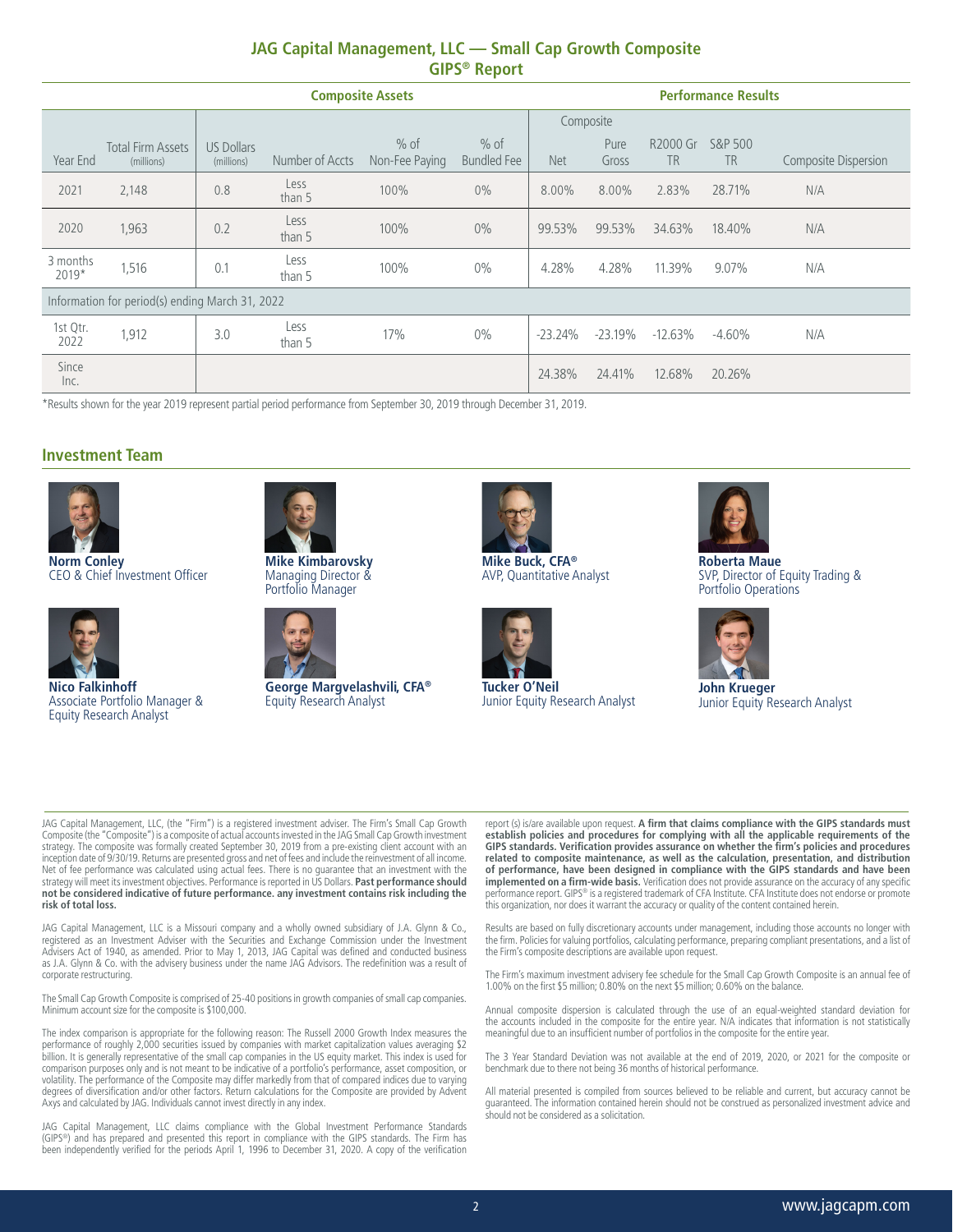# JAG Capital Management, LLC — Small Cap Growth Composite
## GIPS® Report

| | Composite Assets | | | | | Performance Results | | | | |
|---|---|---|---|---|---|---|---|---|---|---|
| | | | | | | Composite | | | | |
| Year End | Total Firm Assets (millions) | US Dollars (millions) | Number of Accts | % of Non-Fee Paying | % of Bundled Fee | Net | Pure Gross | R2000 Gr TR | S&P 500 TR | Composite Dispersion |
| 2021 | 2,148 | 0.8 | Less than 5 | 100% | 0% | 8.00% | 8.00% | 2.83% | 28.71% | N/A |
| 2020 | 1,963 | 0.2 | Less than 5 | 100% | 0% | 99.53% | 99.53% | 34.63% | 18.40% | N/A |
| 3 months 2019* | 1,516 | 0.1 | Less than 5 | 100% | 0% | 4.28% | 4.28% | 11.39% | 9.07% | N/A |
| Information for period(s) ending March 31, 2022 | | | | | | | | | | |
| 1st Qtr. 2022 | 1,912 | 3.0 | Less than 5 | 17% | 0% | -23.24% | -23.19% | -12.63% | -4.60% | N/A |
| Since Inc. | | | | | | 24.38% | 24.41% | 12.68% | 20.26% | |

*Results shown for the year 2019 represent partial period performance from September 30, 2019 through December 31, 2019.

## Investment Team

**Norm Conley**
CEO & Chief Investment Officer

**Mike Kimbarovsky**
Managing Director & Portfolio Manager

**Mike Buck, CFA®**
AVP, Quantitative Analyst

**Roberta Maue**
SVP, Director of Equity Trading & Portfolio Operations

**Nico Falkinhoff**
Associate Portfolio Manager & Equity Research Analyst

**George Margvelashvili, CFA®**
Equity Research Analyst

**Tucker O'Neil**
Junior Equity Research Analyst

**John Krueger**
Junior Equity Research Analyst

JAG Capital Management, LLC, (the "Firm") is a registered investment adviser. The Firm's Small Cap Growth Composite (the "Composite") is a composite of actual accounts invested in the JAG Small Cap Growth investment strategy. The composite was formally created September 30, 2019 from a pre-existing client account with an inception date of 9/30/19. Returns are presented gross and net of fees and include the reinvestment of all income. Net of fee performance was calculated using actual fees. There is no guarantee that an investment with the strategy will meet its investment objectives. Performance is reported in US Dollars. **Past performance should not be considered indicative of future performance. any investment contains risk including the risk of total loss.**

JAG Capital Management, LLC is a Missouri company and a wholly owned subsidiary of J.A. Glynn & Co., registered as an Investment Adviser with the Securities and Exchange Commission under the Investment Advisers Act of 1940, as amended. Prior to May 1, 2013, JAG Capital was defined and conducted business as J.A. Glynn & Co. with the advisery business under the name JAG Advisors. The redefinition was a result of corporate restructuring.

The Small Cap Growth Composite is comprised of 25-40 positions in growth companies of small cap companies. Minimum account size for the composite is $100,000.

The index comparison is appropriate for the following reason: The Russell 2000 Growth Index measures the performance of roughly 2,000 securities issued by companies with market capitalization values averaging $2 billion. It is generally representative of the small cap companies in the US equity market. This index is used for comparison purposes only and is not meant to be indicative of a portfolio's performance, asset composition, or volatility. The performance of the Composite may differ markedly from that of compared indices due to varying degrees of diversification and/or other factors. Return calculations for the Composite are provided by Advent Axys and calculated by JAG. Individuals cannot invest directly in any index.

JAG Capital Management, LLC claims compliance with the Global Investment Performance Standards (GIPS®) and has prepared and presented this report in compliance with the GIPS standards. The Firm has been independently verified for the periods April 1, 1996 to December 31, 2020. A copy of the verification report (s) is/are available upon request. **A firm that claims compliance with the GIPS standards must establish policies and procedures for complying with all the applicable requirements of the GIPS standards. Verification provides assurance on whether the firm's policies and procedures related to composite maintenance, as well as the calculation, presentation, and distribution of performance, have been designed in compliance with the GIPS standards and have been implemented on a firm-wide basis.** Verification does not provide assurance on the accuracy of any specific performance report. GIPS® is a registered trademark of CFA Institute. CFA Institute does not endorse or promote this organization, nor does it warrant the accuracy or quality of the content contained herein.

Results are based on fully discretionary accounts under management, including those accounts no longer with the firm. Policies for valuing portfolios, calculating performance, preparing compliant presentations, and a list of the Firm's composite descriptions are available upon request.

The Firm's maximum investment advisery fee schedule for the Small Cap Growth Composite is an annual fee of 1.00% on the first $5 million; 0.80% on the next $5 million; 0.60% on the balance.

Annual composite dispersion is calculated through the use of an equal-weighted standard deviation for the accounts included in the composite for the entire year. N/A indicates that information is not statistically meaningful due to an insufficient number of portfolios in the composite for the entire year.

The 3 Year Standard Deviation was not available at the end of 2019, 2020, or 2021 for the composite or benchmark due to there not being 36 months of historical performance.

All material presented is compiled from sources believed to be reliable and current, but accuracy cannot be guaranteed. The information contained herein should not be construed as personalized investment advice and should not be considered as a solicitation.

www.jagcapm.com